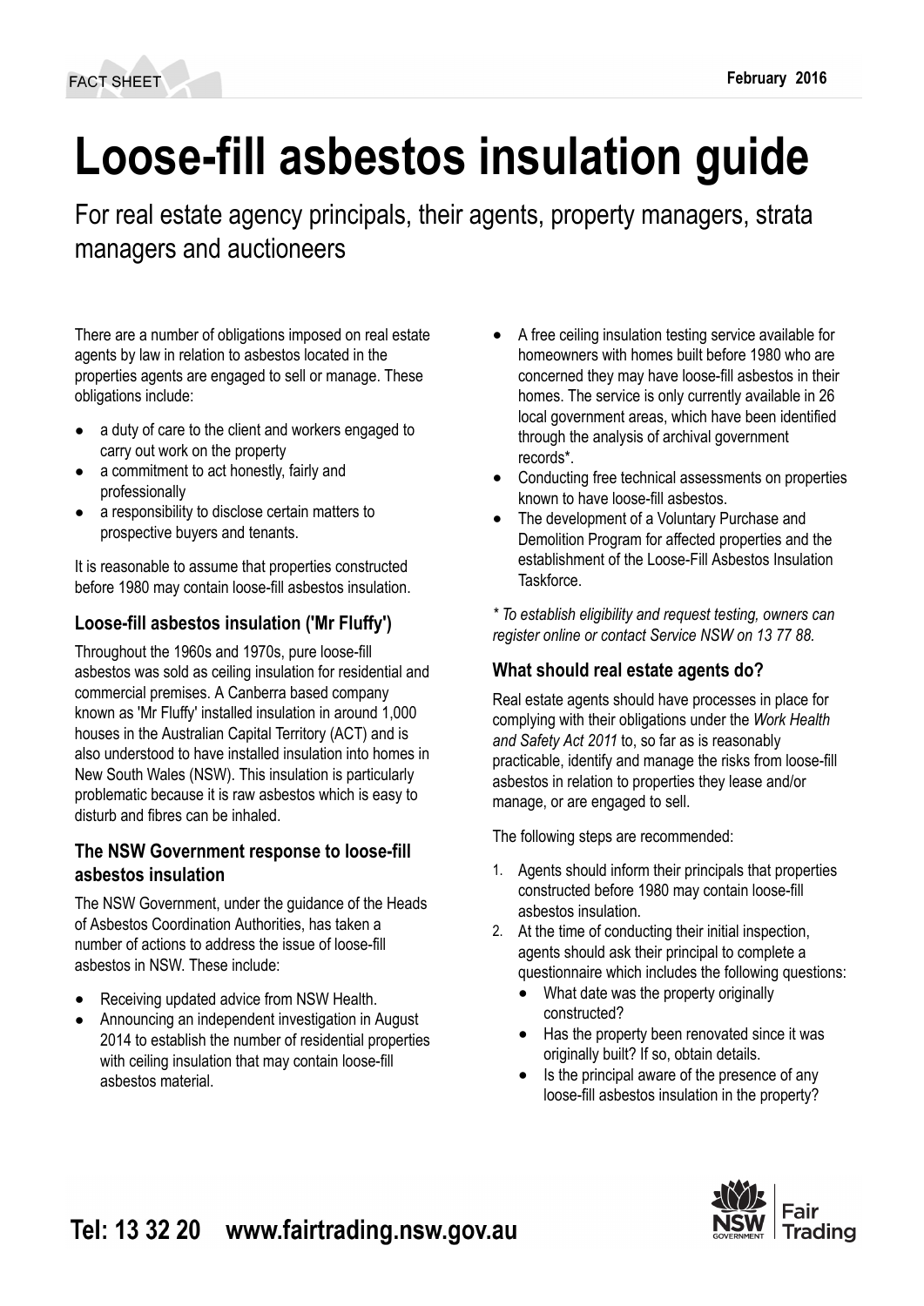FACT SHEET

February 2016

# Loose-fill asbestos insulation guide

For real estate agency principals, their agents, property managers, strata managers and auctioneers

There are a number of obligations imposed on real estate agents by law in relation to asbestos located in the properties agents are engaged to sell or manage. These obligations include:

- a duty of care to the client and workers engaged to carry out work on the property
- a commitment to act honestly, fairly and professionally
- a responsibility to disclose certain matters to prospective buyers and tenants.

It is reasonable to assume that properties constructed before 1980 may contain loose-fill asbestos insulation.

### Loose-fill asbestos insulation ('Mr Fluffy')

Throughout the 1960s and 1970s, pure loose-fill asbestos was sold as ceiling insulation for residential and commercial premises. A Canberra based company known as 'Mr Fluffy' installed insulation in around 1,000 houses in the Australian Capital Territory (ACT) and is also understood to have installed insulation into homes in New South Wales (NSW). This insulation is particularly problematic because it is raw asbestos which is easy to disturb and fibres can be inhaled.

### The NSW Government response to loose-fill asbestos insulation

The NSW Government, under the guidance of the Heads of Asbestos Coordination Authorities, has taken a number of actions to address the issue of loose-fill asbestos in NSW. These include:

- Receiving updated advice from NSW Health.
- Announcing an independent investigation in August 2014 to establish the number of residential properties with ceiling insulation that may contain loose-fill asbestos material.
- A free ceiling insulation testing service available for homeowners with homes built before 1980 who are concerned they may have loose-fill asbestos in their homes. The service is only currently available in 26 local government areas, which have been identified through the analysis of archival government records*.
- Conducting free technical assessments on properties known to have loose-fill asbestos.
- The development of a Voluntary Purchase and Demolition Program for affected properties and the establishment of the Loose-Fill Asbestos Insulation Taskforce.

*\* To establish eligibility and request testing, owners can register online or contact Service NSW on 13 77 88.*

### What should real estate agents do?

Real estate agents should have processes in place for complying with their obligations under the *Work Health and Safety Act 2011* to, so far as is reasonably practicable, identify and manage the risks from loose-fill asbestos in relation to properties they lease and/or manage, or are engaged to sell.

The following steps are recommended:

1. Agents should inform their principals that properties constructed before 1980 may contain loose-fill asbestos insulation.
2. At the time of conducting their initial inspection, agents should ask their principal to complete a questionnaire which includes the following questions:
   - What date was the property originally constructed?
   - Has the property been renovated since it was originally built? If so, obtain details.
   - Is the principal aware of the presence of any loose-fill asbestos insulation in the property?

**Tel: 13 32 20 www.fairtrading.nsw.gov.au**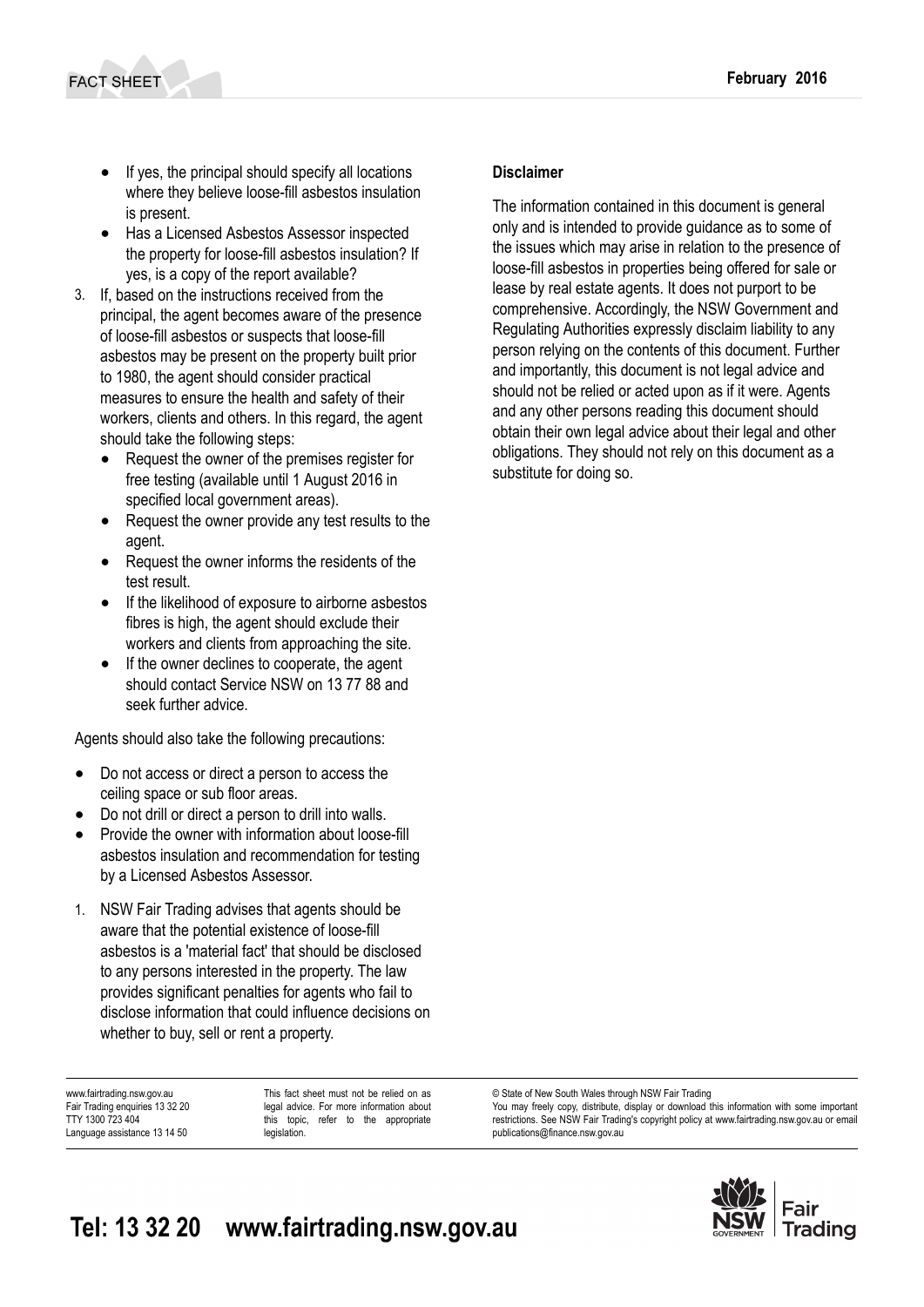- If yes, the principal should specify all locations where they believe loose-fill asbestos insulation is present.
- Has a Licensed Asbestos Assessor inspected the property for loose-fill asbestos insulation? If yes, is a copy of the report available?

3. If, based on the instructions received from the principal, the agent becomes aware of the presence of loose-fill asbestos or suspects that loose-fill asbestos may be present on the property built prior to 1980, the agent should consider practical measures to ensure the health and safety of their workers, clients and others. In this regard, the agent should take the following steps:
   - Request the owner of the premises register for free testing (available until 1 August 2016 in specified local government areas).
   - Request the owner provide any test results to the agent.
   - Request the owner informs the residents of the test result.
   - If the likelihood of exposure to airborne asbestos fibres is high, the agent should exclude their workers and clients from approaching the site.
   - If the owner declines to cooperate, the agent should contact Service NSW on 13 77 88 and seek further advice.

Agents should also take the following precautions:

- Do not access or direct a person to access the ceiling space or sub floor areas.
- Do not drill or direct a person to drill into walls.
- Provide the owner with information about loose-fill asbestos insulation and recommendation for testing by a Licensed Asbestos Assessor.

1. NSW Fair Trading advises that agents should be aware that the potential existence of loose-fill asbestos is a 'material fact' that should be disclosed to any persons interested in the property. The law provides significant penalties for agents who fail to disclose information that could influence decisions on whether to buy, sell or rent a property.

**Disclaimer**

The information contained in this document is general only and is intended to provide guidance as to some of the issues which may arise in relation to the presence of loose-fill asbestos in properties being offered for sale or lease by real estate agents. It does not purport to be comprehensive. Accordingly, the NSW Government and Regulating Authorities expressly disclaim liability to any person relying on the contents of this document. Further and importantly, this document is not legal advice and should not be relied or acted upon as if it were. Agents and any other persons reading this document should obtain their own legal advice about their legal and other obligations. They should not rely on this document as a substitute for doing so.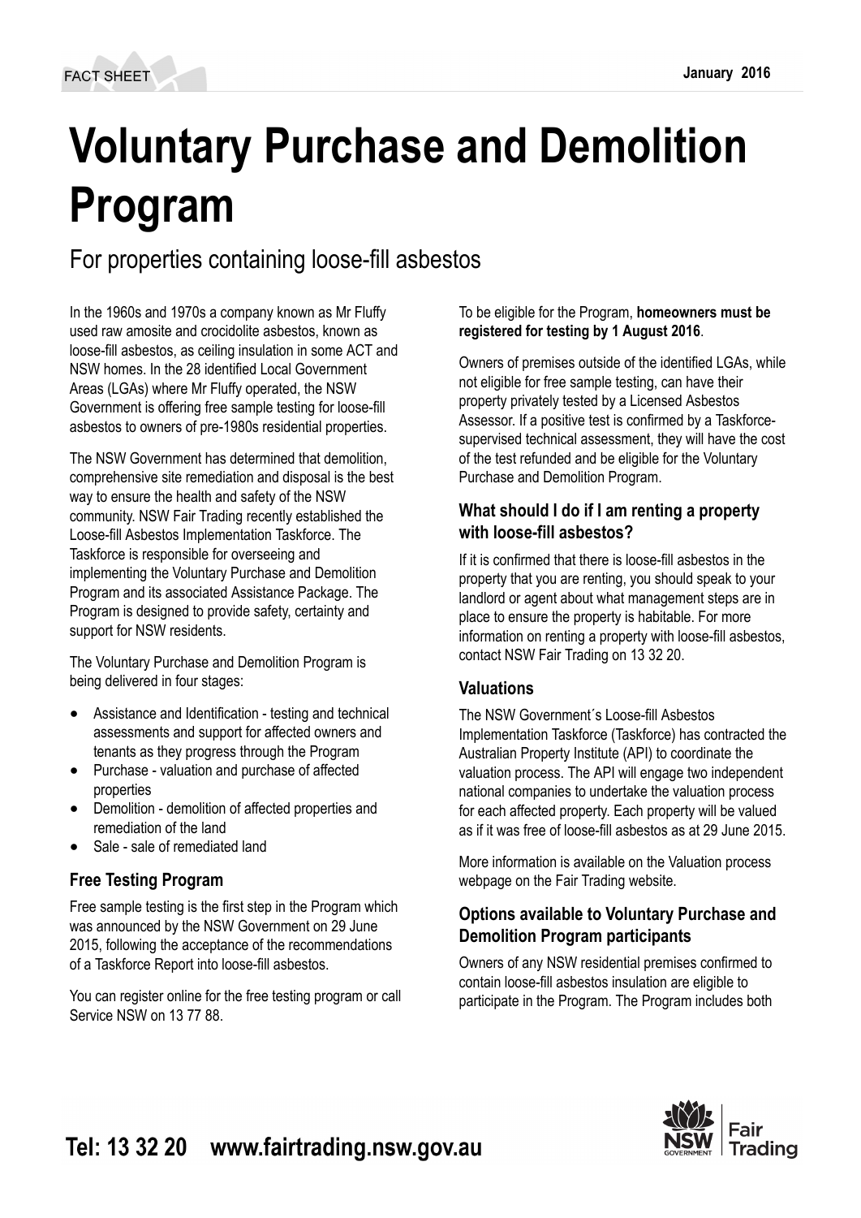# Voluntary Purchase and Demolition Program

For properties containing loose-fill asbestos

In the 1960s and 1970s a company known as Mr Fluffy used raw amosite and crocidolite asbestos, known as loose-fill asbestos, as ceiling insulation in some ACT and NSW homes. In the 28 identified Local Government Areas (LGAs) where Mr Fluffy operated, the NSW Government is offering free sample testing for loose-fill asbestos to owners of pre-1980s residential properties.

The NSW Government has determined that demolition, comprehensive site remediation and disposal is the best way to ensure the health and safety of the NSW community. NSW Fair Trading recently established the Loose-fill Asbestos Implementation Taskforce. The Taskforce is responsible for overseeing and implementing the Voluntary Purchase and Demolition Program and its associated Assistance Package. The Program is designed to provide safety, certainty and support for NSW residents.

The Voluntary Purchase and Demolition Program is being delivered in four stages:

- Assistance and Identification - testing and technical assessments and support for affected owners and tenants as they progress through the Program
- Purchase - valuation and purchase of affected properties
- Demolition - demolition of affected properties and remediation of the land
- Sale - sale of remediated land

### Free Testing Program

Free sample testing is the first step in the Program which was announced by the NSW Government on 29 June 2015, following the acceptance of the recommendations of a Taskforce Report into loose-fill asbestos.

You can register online for the free testing program or call Service NSW on 13 77 88.

To be eligible for the Program, **homeowners must be registered for testing by 1 August 2016**.

Owners of premises outside of the identified LGAs, while not eligible for free sample testing, can have their property privately tested by a Licensed Asbestos Assessor. If a positive test is confirmed by a Taskforce-supervised technical assessment, they will have the cost of the test refunded and be eligible for the Voluntary Purchase and Demolition Program.

### What should I do if I am renting a property with loose-fill asbestos?

If it is confirmed that there is loose-fill asbestos in the property that you are renting, you should speak to your landlord or agent about what management steps are in place to ensure the property is habitable. For more information on renting a property with loose-fill asbestos, contact NSW Fair Trading on 13 32 20.

### Valuations

The NSW Government´s Loose-fill Asbestos Implementation Taskforce (Taskforce) has contracted the Australian Property Institute (API) to coordinate the valuation process. The API will engage two independent national companies to undertake the valuation process for each affected property. Each property will be valued as if it was free of loose-fill asbestos as at 29 June 2015.

More information is available on the Valuation process webpage on the Fair Trading website.

### Options available to Voluntary Purchase and Demolition Program participants

Owners of any NSW residential premises confirmed to contain loose-fill asbestos insulation are eligible to participate in the Program. The Program includes both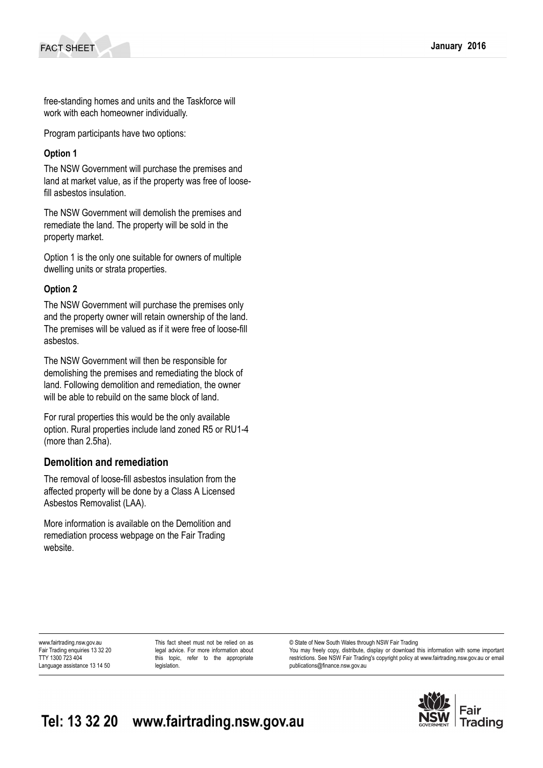free-standing homes and units and the Taskforce will work with each homeowner individually.

Program participants have two options:

**Option 1**

The NSW Government will purchase the premises and land at market value, as if the property was free of loose-fill asbestos insulation.

The NSW Government will demolish the premises and remediate the land. The property will be sold in the property market.

Option 1 is the only one suitable for owners of multiple dwelling units or strata properties.

**Option 2**

The NSW Government will purchase the premises only and the property owner will retain ownership of the land. The premises will be valued as if it were free of loose-fill asbestos.

The NSW Government will then be responsible for demolishing the premises and remediating the block of land. Following demolition and remediation, the owner will be able to rebuild on the same block of land.

For rural properties this would be the only available option. Rural properties include land zoned R5 or RU1-4 (more than 2.5ha).

## Demolition and remediation

The removal of loose-fill asbestos insulation from the affected property will be done by a Class A Licensed Asbestos Removalist (LAA).

More information is available on the Demolition and remediation process webpage on the Fair Trading website.

www.fairtrading.nsw.gov.au
Fair Trading enquiries 13 32 20
TTY 1300 723 404
Language assistance 13 14 50

This fact sheet must not be relied on as legal advice. For more information about this topic, refer to the appropriate legislation.

© State of New South Wales through NSW Fair Trading
You may freely copy, distribute, display or download this information with some important restrictions. See NSW Fair Trading's copyright policy at www.fairtrading.nsw.gov.au or email publications@finance.nsw.gov.au

**Tel: 13 32 20 www.fairtrading.nsw.gov.au**